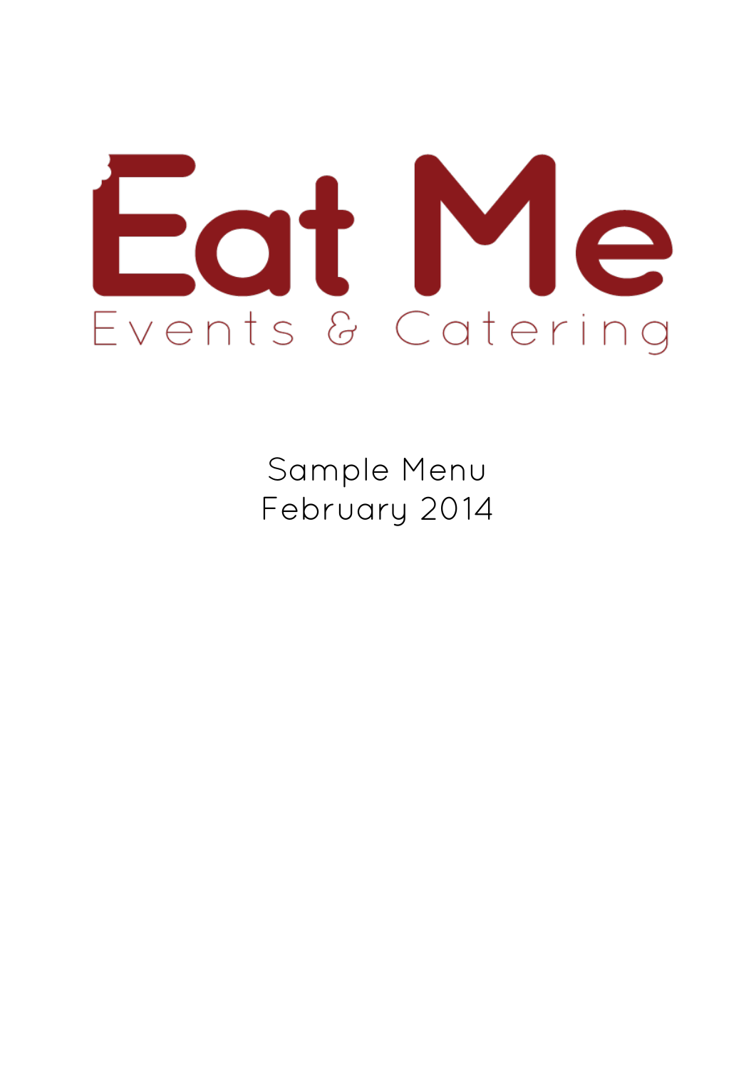# Eat Me

Events & Catering

Sample Menu
February 2014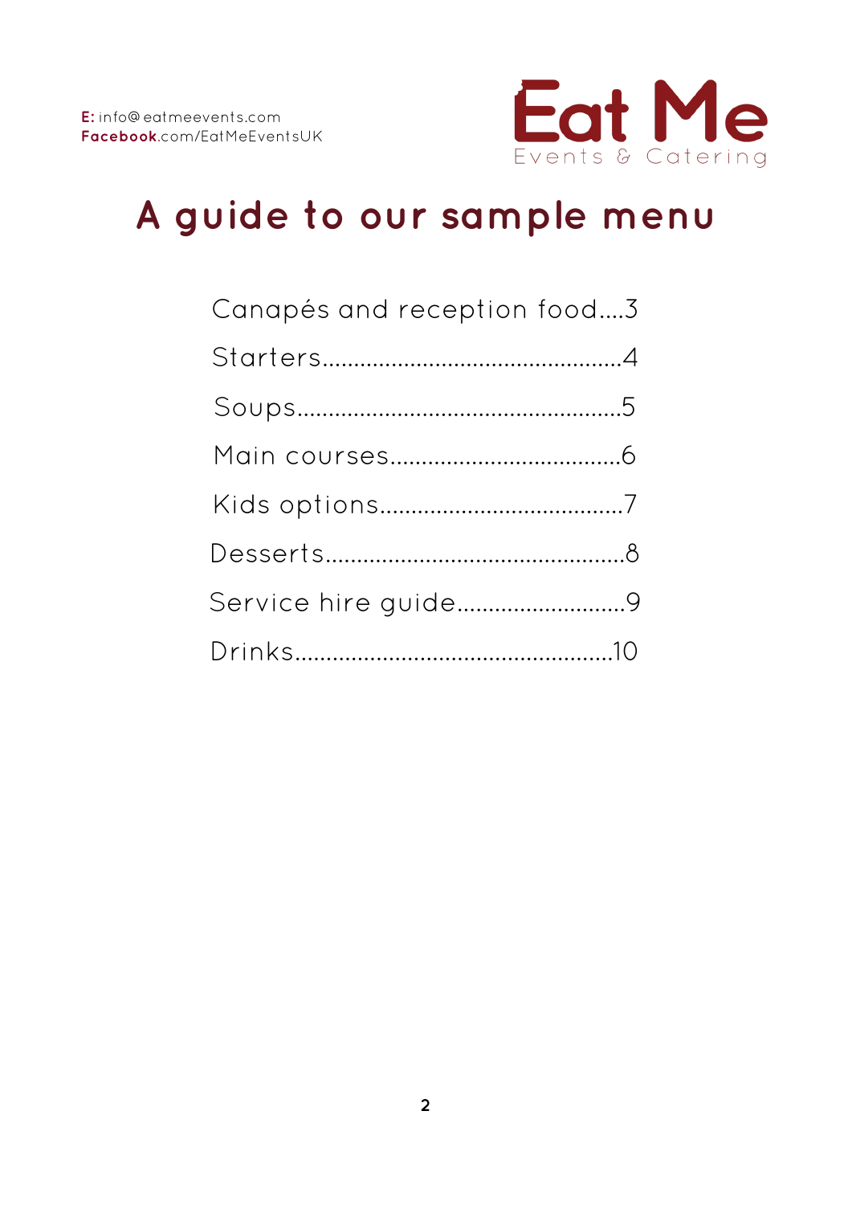**E:** info@eatmeevents.com
**Facebook**.com/EatMeEventsUK

Eat Me
Events & Catering

# A guide to our sample menu

Canapés and reception food....3

Starters.............................................4

Soups.................................................5

Main courses...................................6

Kids options.....................................7

Desserts............................................8

Service hire guide...........................9

Drinks...............................................10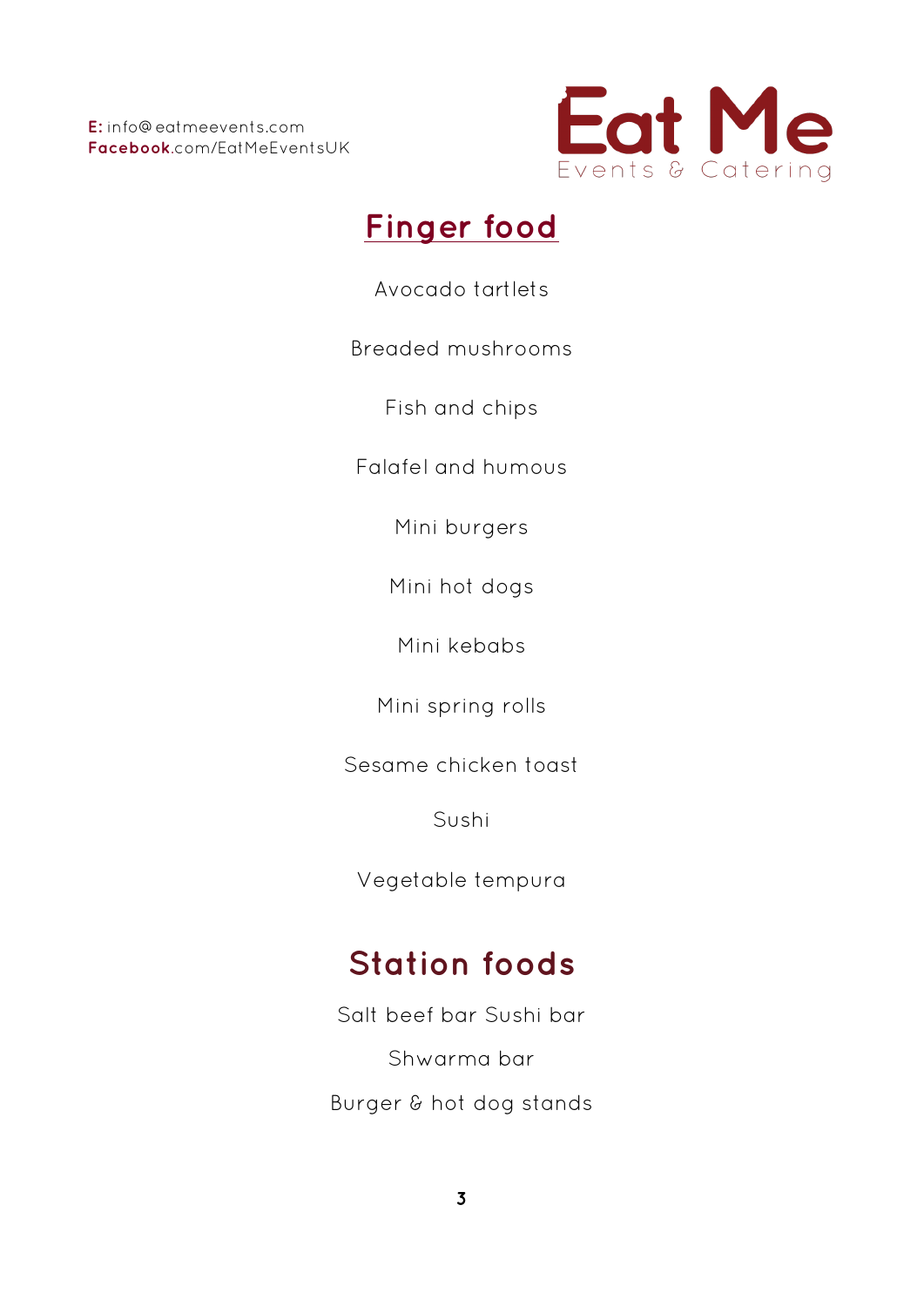**E:** info@eatmeevents.com
**Facebook**.com/EatMeEventsUK

Eat Me
Events & Catering

# Finger food

Avocado tartlets

Breaded mushrooms

Fish and chips

Falafel and humous

Mini burgers

Mini hot dogs

Mini kebabs

Mini spring rolls

Sesame chicken toast

Sushi

Vegetable tempura

# Station foods

Salt beef bar Sushi bar

Shwarma bar

Burger & hot dog stands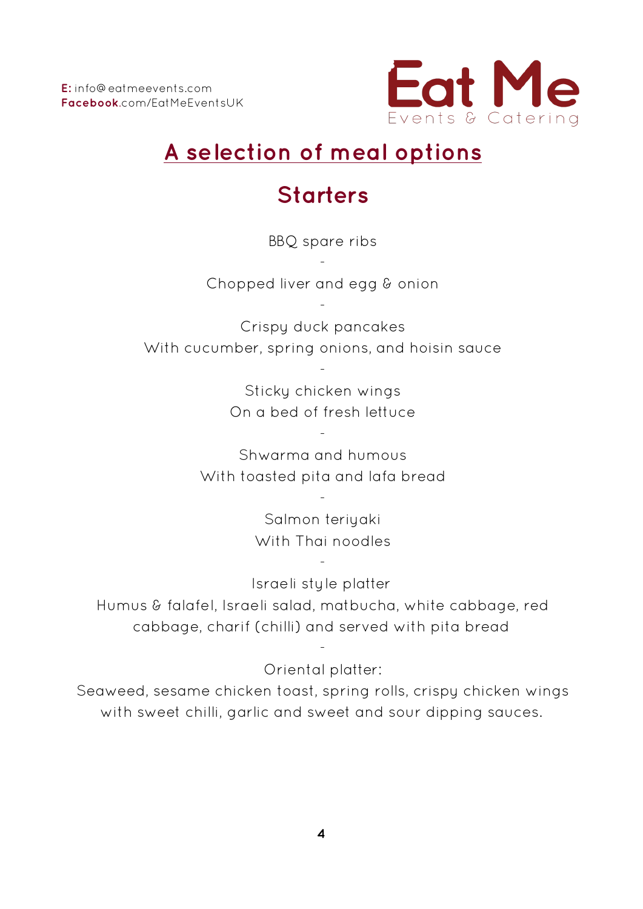E: info@eatmeevents.com
Facebook.com/EatMeEventsUK

Eat Me
Events & Catering

# A selection of meal options

## Starters

BBQ spare ribs

-

Chopped liver and egg & onion

-

Crispy duck pancakes
With cucumber, spring onions, and hoisin sauce

-

Sticky chicken wings
On a bed of fresh lettuce

-

Shwarma and humous
With toasted pita and lafa bread

-

Salmon teriyaki
With Thai noodles

-

Israeli style platter
Humus & falafel, Israeli salad, matbucha, white cabbage, red cabbage, charif (chilli) and served with pita bread

-

Oriental platter:
Seaweed, sesame chicken toast, spring rolls, crispy chicken wings with sweet chilli, garlic and sweet and sour dipping sauces.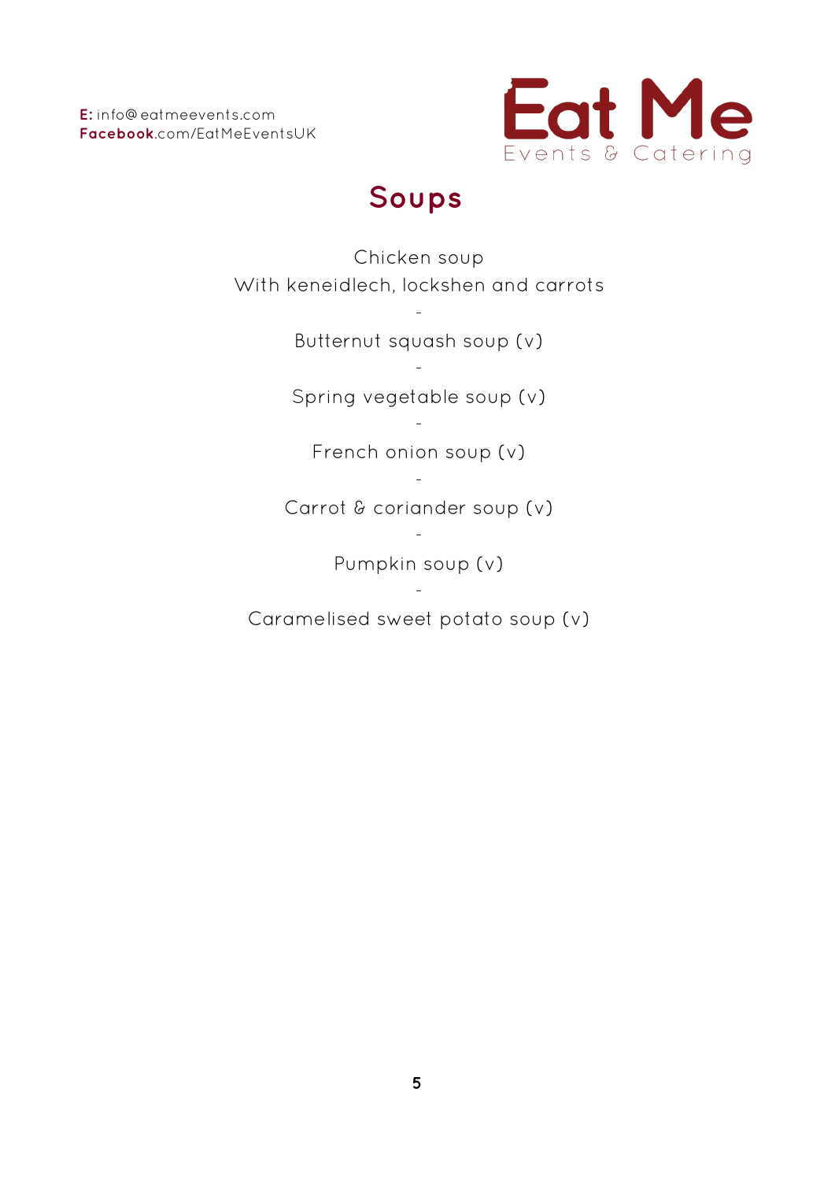**E:** info@eatmeevents.com
**Facebook**.com/EatMeEventsUK

Eat Me
Events & Catering

# Soups

Chicken soup
With keneidlech, lockshen and carrots

-

Butternut squash soup (v)

-

Spring vegetable soup (v)

-

French onion soup (v)

-

Carrot & coriander soup (v)

-

Pumpkin soup (v)

-

Caramelised sweet potato soup (v)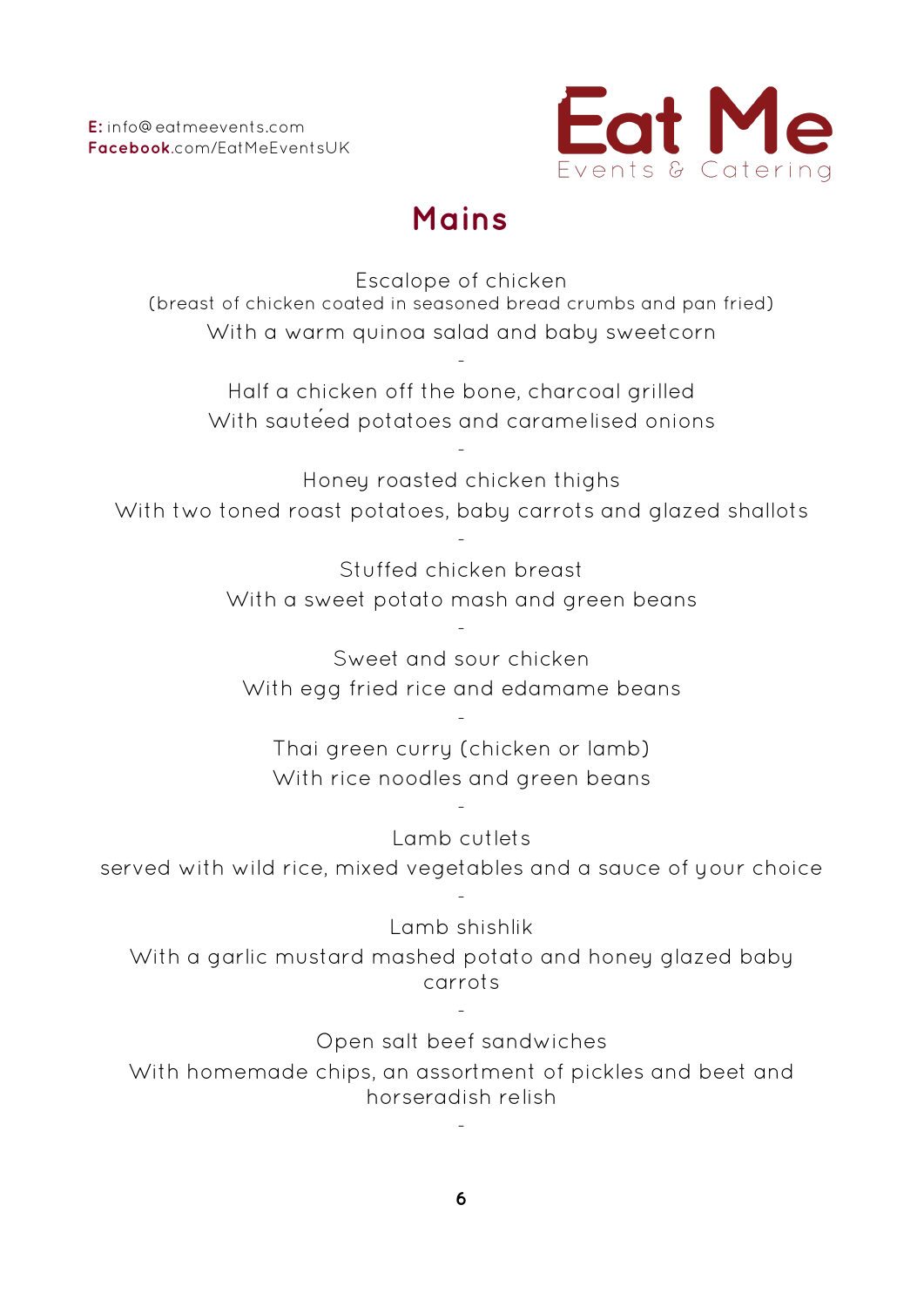E: info@eatmeevents.com
Facebook.com/EatMeEventsUK

Eat Me
Events & Catering

# Mains

Escalope of chicken
(breast of chicken coated in seasoned bread crumbs and pan fried)
With a warm quinoa salad and baby sweetcorn

-

Half a chicken off the bone, charcoal grilled
With sautéed potatoes and caramelised onions

-

Honey roasted chicken thighs
With two toned roast potatoes, baby carrots and glazed shallots

-

Stuffed chicken breast
With a sweet potato mash and green beans

-

Sweet and sour chicken
With egg fried rice and edamame beans

-

Thai green curry (chicken or lamb)
With rice noodles and green beans

-

Lamb cutlets
served with wild rice, mixed vegetables and a sauce of your choice

-

Lamb shishlik
With a garlic mustard mashed potato and honey glazed baby carrots

-

Open salt beef sandwiches
With homemade chips, an assortment of pickles and beet and horseradish relish

-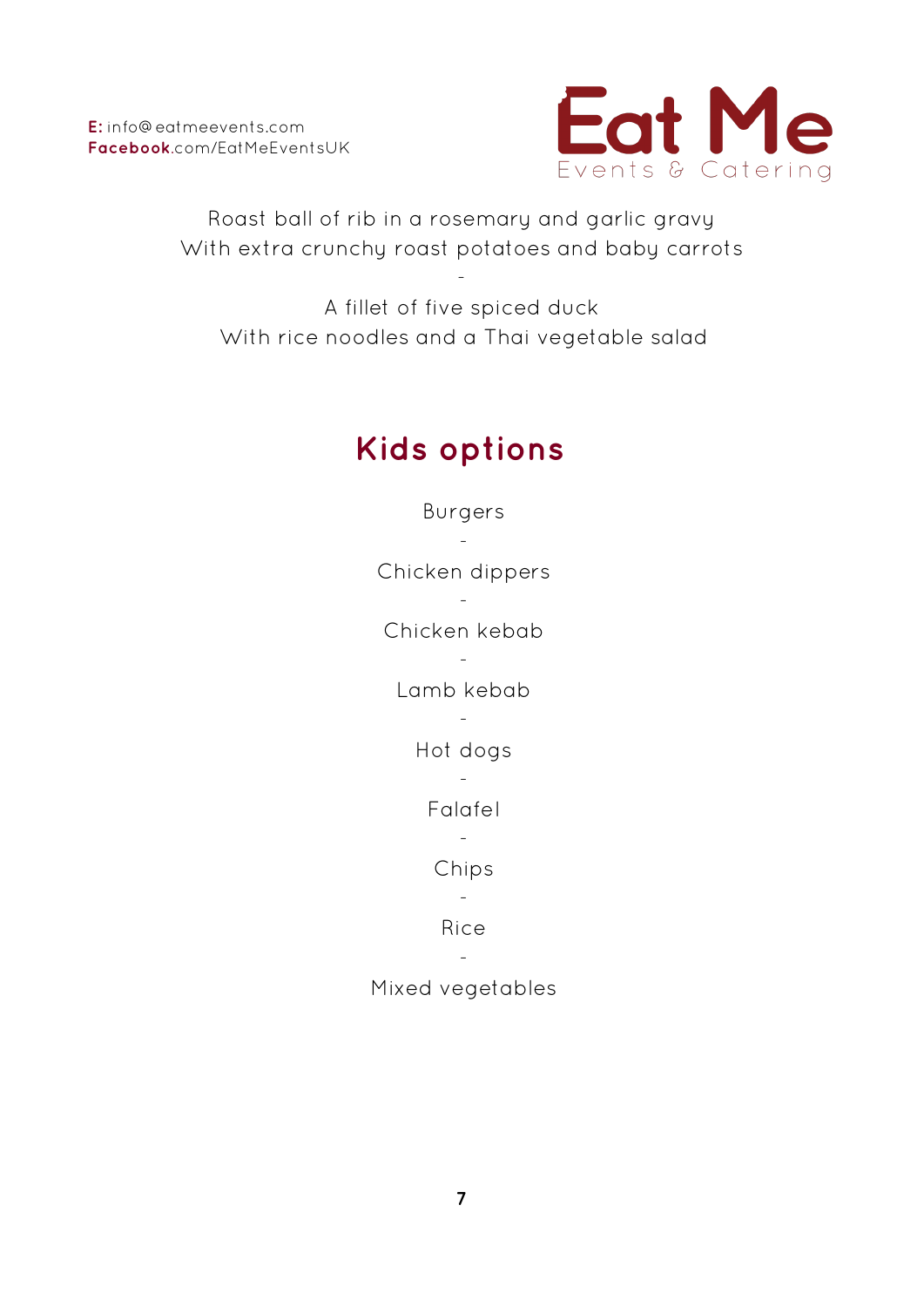Roast ball of rib in a rosemary and garlic gravy
With extra crunchy roast potatoes and baby carrots

-

A fillet of five spiced duck
With rice noodles and a Thai vegetable salad

## Kids options

Burgers

-

Chicken dippers

-

Chicken kebab

-

Lamb kebab

-

Hot dogs

-

Falafel

-

Chips

-

Rice

-

Mixed vegetables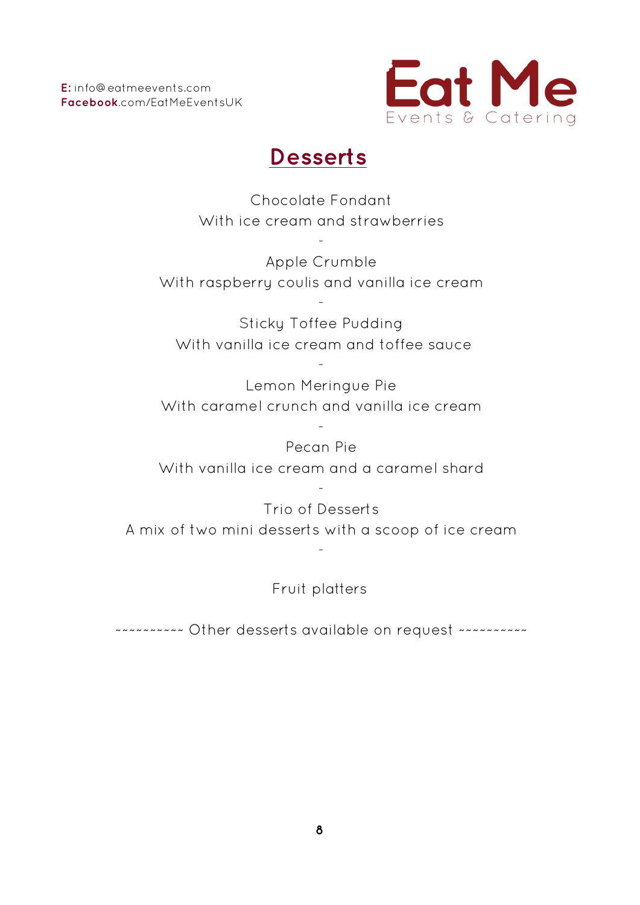**E:** info@eatmeevents.com
**Facebook**.com/EatMeEventsUK

Eat Me
Events & Catering

## Desserts

Chocolate Fondant
With ice cream and strawberries

-

Apple Crumble
With raspberry coulis and vanilla ice cream

-

Sticky Toffee Pudding
With vanilla ice cream and toffee sauce

-

Lemon Meringue Pie
With caramel crunch and vanilla ice cream

-

Pecan Pie
With vanilla ice cream and a caramel shard

-

Trio of Desserts
A mix of two mini desserts with a scoop of ice cream

-

Fruit platters

~~~~~~~~~~ Other desserts available on request ~~~~~~~~~~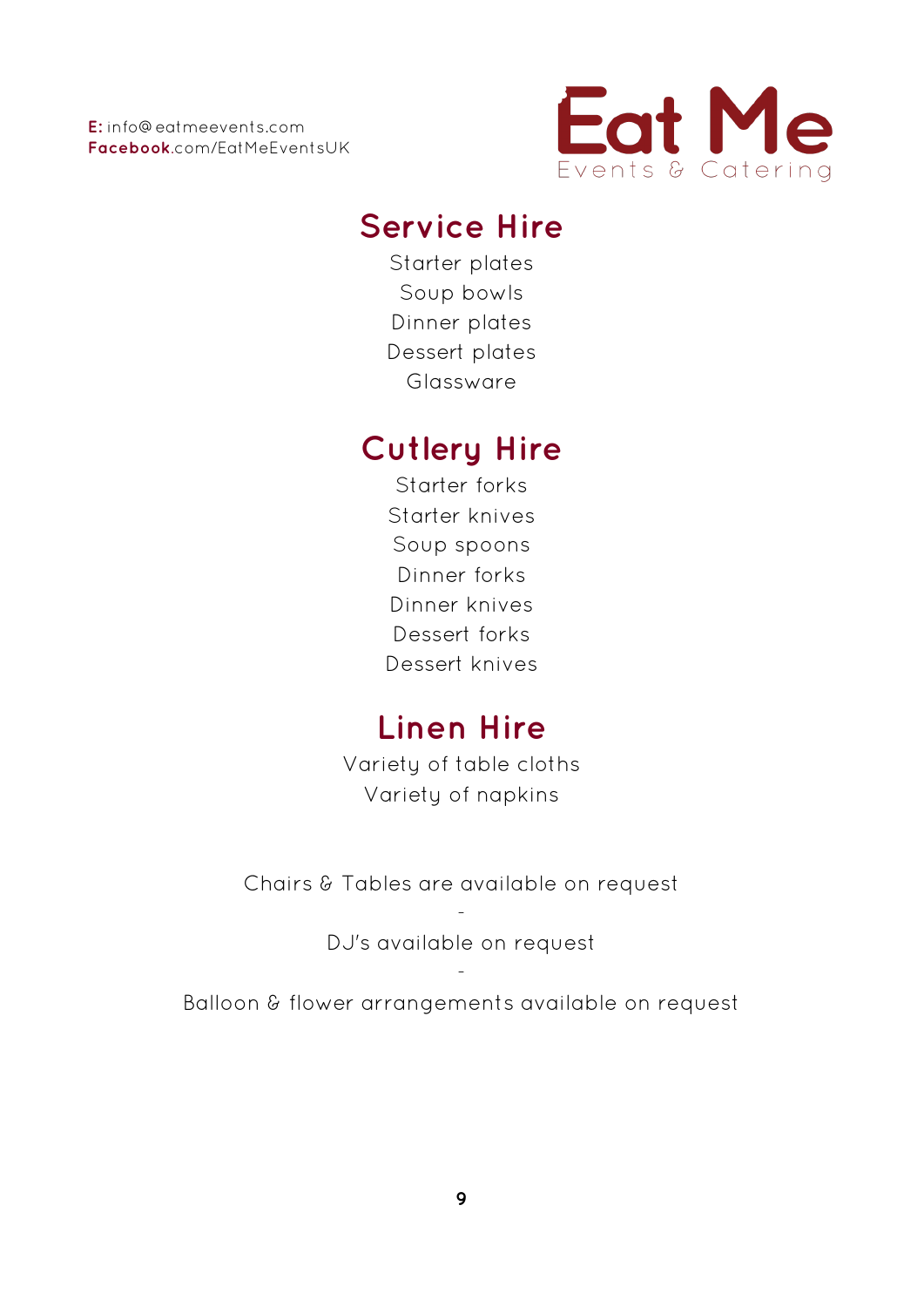**E:** info@eatmeevents.com
**Facebook**.com/EatMeEventsUK

Eat Me
Events & Catering

## Service Hire

Starter plates
Soup bowls
Dinner plates
Dessert plates
Glassware

## Cutlery Hire

Starter forks
Starter knives
Soup spoons
Dinner forks
Dinner knives
Dessert forks
Dessert knives

## Linen Hire

Variety of table cloths
Variety of napkins

Chairs & Tables are available on request

-

DJ's available on request

-

Balloon & flower arrangements available on request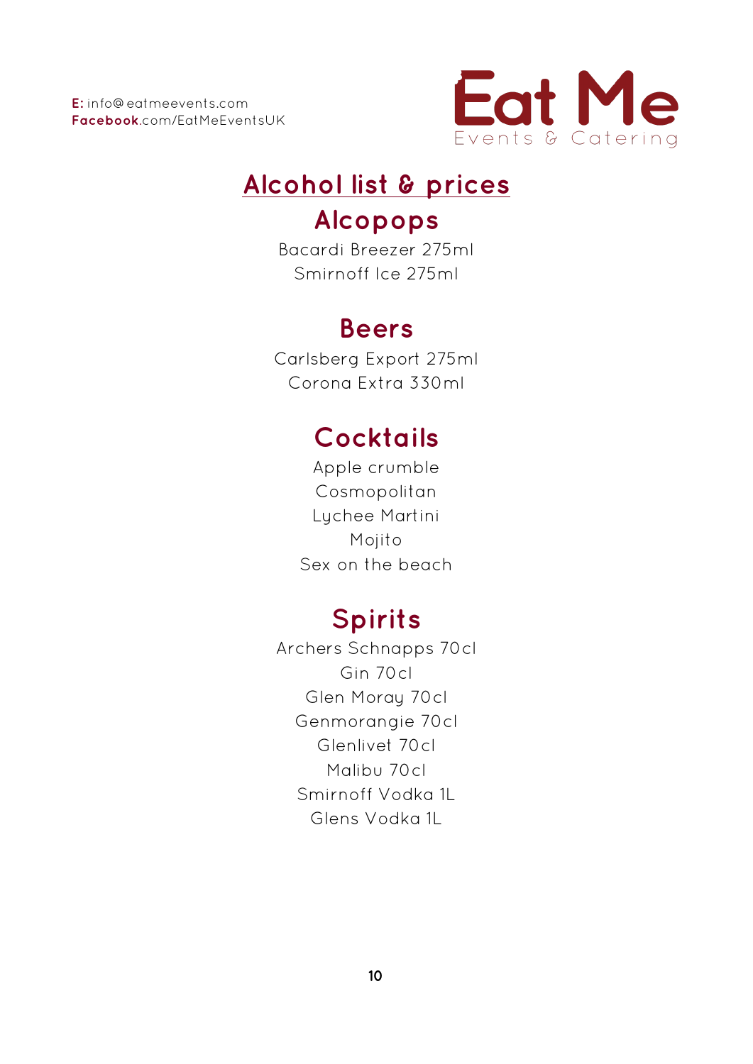**E:** info@eatmeevents.com
**Facebook**.com/EatMeEventsUK

Eat Me
Events & Catering

# Alcohol list & prices

## Alcopops

Bacardi Breezer 275ml
Smirnoff Ice 275ml

## Beers

Carlsberg Export 275ml
Corona Extra 330ml

## Cocktails

Apple crumble
Cosmopolitan
Lychee Martini
Mojito
Sex on the beach

## Spirits

Archers Schnapps 70cl
Gin 70cl
Glen Moray 70cl
Genmorangie 70cl
Glenlivet 70cl
Malibu 70cl
Smirnoff Vodka 1L
Glens Vodka 1L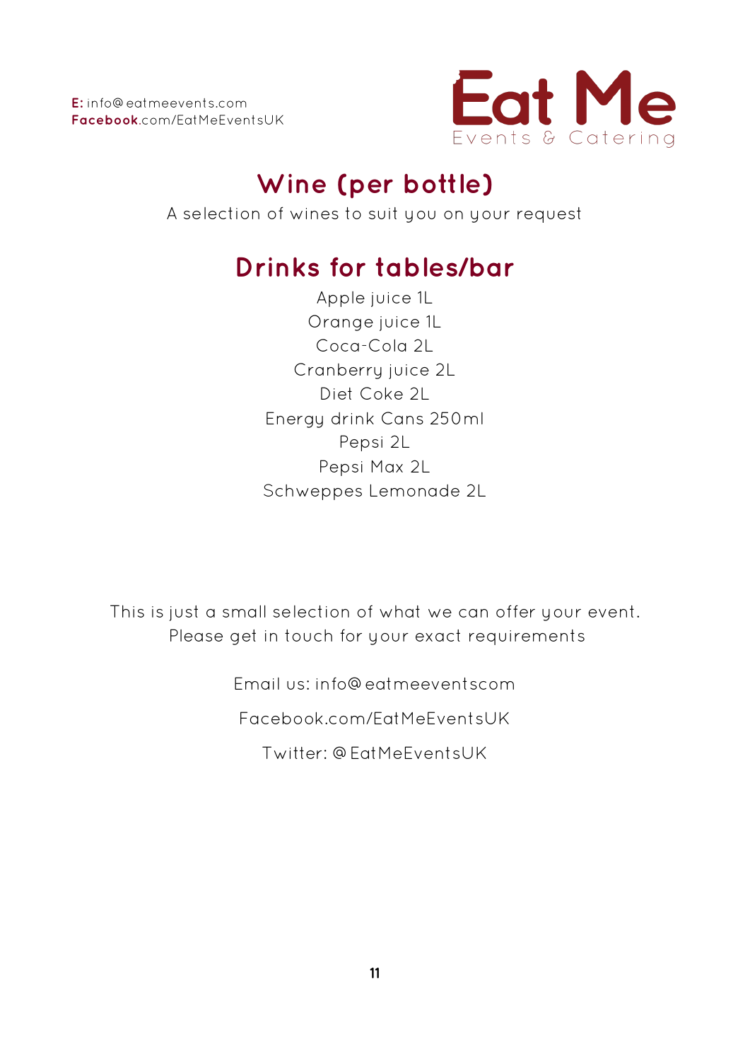**E:** info@eatmeevents.com
**Facebook**.com/EatMeEventsUK

Eat Me
Events & Catering

## Wine (per bottle)

A selection of wines to suit you on your request

## Drinks for tables/bar

Apple juice 1L
Orange juice 1L
Coca-Cola 2L
Cranberry juice 2L
Diet Coke 2L
Energy drink Cans 250ml
Pepsi 2L
Pepsi Max 2L
Schweppes Lemonade 2L

This is just a small selection of what we can offer your event.
Please get in touch for your exact requirements

Email us: info@eatmeeventscom

Facebook.com/EatMeEventsUK

Twitter: @EatMeEventsUK